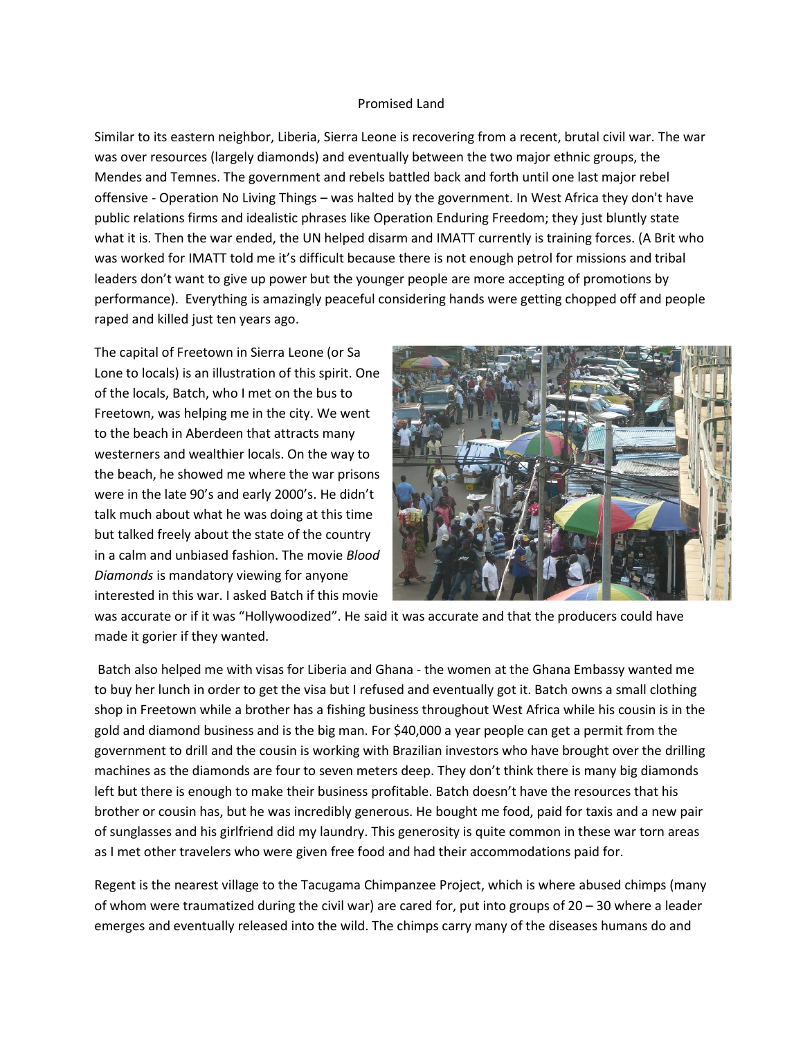# Promised Land

Similar to its eastern neighbor, Liberia, Sierra Leone is recovering from a recent, brutal civil war. The war was over resources (largely diamonds) and eventually between the two major ethnic groups, the Mendes and Temnes. The government and rebels battled back and forth until one last major rebel offensive - Operation No Living Things – was halted by the government. In West Africa they don't have public relations firms and idealistic phrases like Operation Enduring Freedom; they just bluntly state what it is. Then the war ended, the UN helped disarm and IMATT currently is training forces. (A Brit who was worked for IMATT told me it's difficult because there is not enough petrol for missions and tribal leaders don't want to give up power but the younger people are more accepting of promotions by performance). Everything is amazingly peaceful considering hands were getting chopped off and people raped and killed just ten years ago.

The capital of Freetown in Sierra Leone (or Sa Lone to locals) is an illustration of this spirit. One of the locals, Batch, who I met on the bus to Freetown, was helping me in the city. We went to the beach in Aberdeen that attracts many westerners and wealthier locals. On the way to the beach, he showed me where the war prisons were in the late 90's and early 2000's. He didn't talk much about what he was doing at this time but talked freely about the state of the country in a calm and unbiased fashion. The movie *Blood Diamonds* is mandatory viewing for anyone interested in this war. I asked Batch if this movie was accurate or if it was "Hollywoodized". He said it was accurate and that the producers could have made it gorier if they wanted.

Batch also helped me with visas for Liberia and Ghana - the women at the Ghana Embassy wanted me to buy her lunch in order to get the visa but I refused and eventually got it. Batch owns a small clothing shop in Freetown while a brother has a fishing business throughout West Africa while his cousin is in the gold and diamond business and is the big man. For $40,000 a year people can get a permit from the government to drill and the cousin is working with Brazilian investors who have brought over the drilling machines as the diamonds are four to seven meters deep. They don't think there is many big diamonds left but there is enough to make their business profitable. Batch doesn't have the resources that his brother or cousin has, but he was incredibly generous. He bought me food, paid for taxis and a new pair of sunglasses and his girlfriend did my laundry. This generosity is quite common in these war torn areas as I met other travelers who were given free food and had their accommodations paid for.

Regent is the nearest village to the Tacugama Chimpanzee Project, which is where abused chimps (many of whom were traumatized during the civil war) are cared for, put into groups of 20 – 30 where a leader emerges and eventually released into the wild. The chimps carry many of the diseases humans do and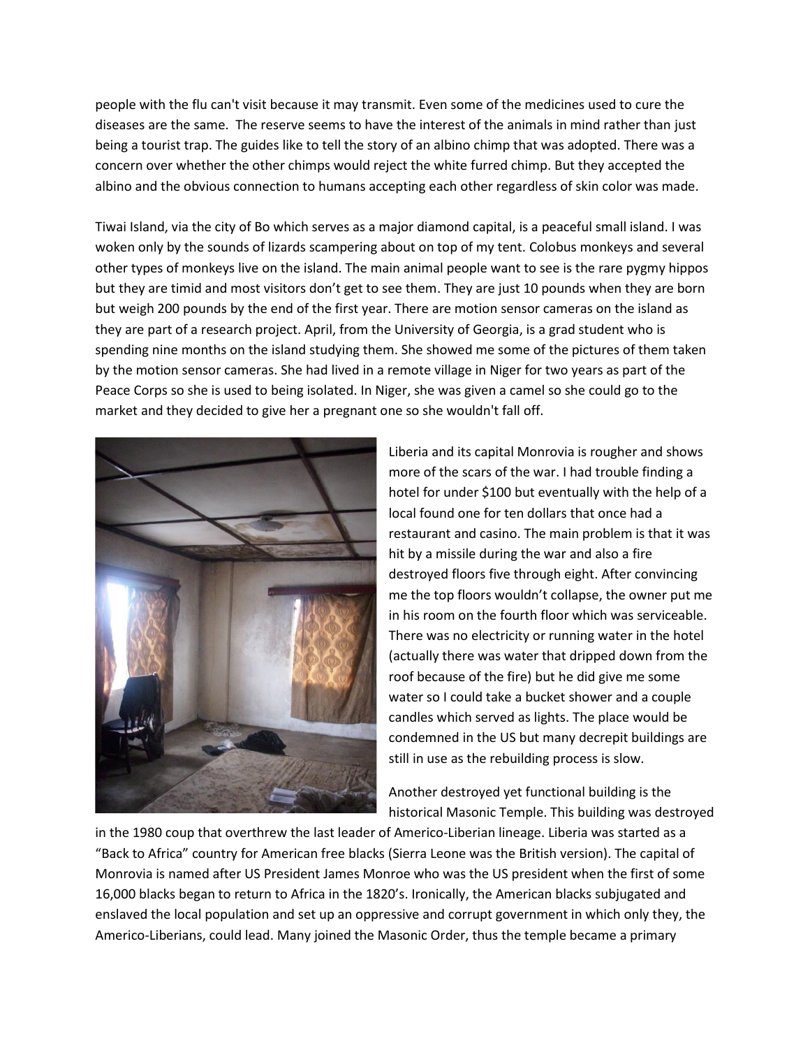people with the flu can't visit because it may transmit. Even some of the medicines used to cure the diseases are the same. The reserve seems to have the interest of the animals in mind rather than just being a tourist trap. The guides like to tell the story of an albino chimp that was adopted. There was a concern over whether the other chimps would reject the white furred chimp. But they accepted the albino and the obvious connection to humans accepting each other regardless of skin color was made.

Tiwai Island, via the city of Bo which serves as a major diamond capital, is a peaceful small island. I was woken only by the sounds of lizards scampering about on top of my tent. Colobus monkeys and several other types of monkeys live on the island. The main animal people want to see is the rare pygmy hippos but they are timid and most visitors don't get to see them. They are just 10 pounds when they are born but weigh 200 pounds by the end of the first year. There are motion sensor cameras on the island as they are part of a research project. April, from the University of Georgia, is a grad student who is spending nine months on the island studying them. She showed me some of the pictures of them taken by the motion sensor cameras. She had lived in a remote village in Niger for two years as part of the Peace Corps so she is used to being isolated. In Niger, she was given a camel so she could go to the market and they decided to give her a pregnant one so she wouldn't fall off.

Liberia and its capital Monrovia is rougher and shows more of the scars of the war. I had trouble finding a hotel for under $100 but eventually with the help of a local found one for ten dollars that once had a restaurant and casino. The main problem is that it was hit by a missile during the war and also a fire destroyed floors five through eight. After convincing me the top floors wouldn't collapse, the owner put me in his room on the fourth floor which was serviceable. There was no electricity or running water in the hotel (actually there was water that dripped down from the roof because of the fire) but he did give me some water so I could take a bucket shower and a couple candles which served as lights. The place would be condemned in the US but many decrepit buildings are still in use as the rebuilding process is slow.

Another destroyed yet functional building is the historical Masonic Temple. This building was destroyed in the 1980 coup that overthrew the last leader of Americo-Liberian lineage. Liberia was started as a "Back to Africa" country for American free blacks (Sierra Leone was the British version). The capital of Monrovia is named after US President James Monroe who was the US president when the first of some 16,000 blacks began to return to Africa in the 1820's. Ironically, the American blacks subjugated and enslaved the local population and set up an oppressive and corrupt government in which only they, the Americo-Liberians, could lead. Many joined the Masonic Order, thus the temple became a primary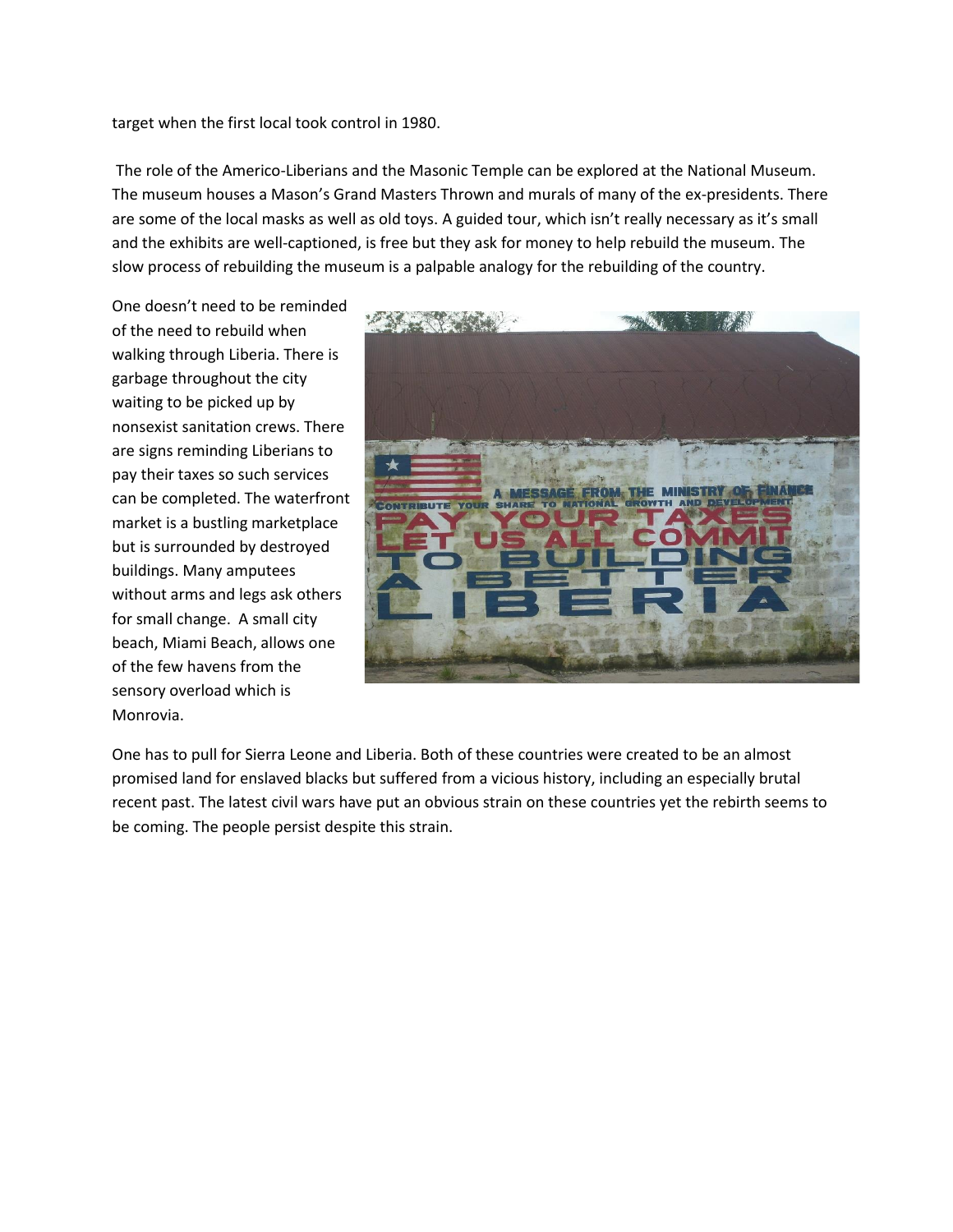target when the first local took control in 1980.

The role of the Americo-Liberians and the Masonic Temple can be explored at the National Museum. The museum houses a Mason's Grand Masters Thrown and murals of many of the ex-presidents. There are some of the local masks as well as old toys. A guided tour, which isn't really necessary as it's small and the exhibits are well-captioned, is free but they ask for money to help rebuild the museum. The slow process of rebuilding the museum is a palpable analogy for the rebuilding of the country.

One doesn't need to be reminded of the need to rebuild when walking through Liberia. There is garbage throughout the city waiting to be picked up by nonsexist sanitation crews. There are signs reminding Liberians to pay their taxes so such services can be completed. The waterfront market is a bustling marketplace but is surrounded by destroyed buildings. Many amputees without arms and legs ask others for small change. A small city beach, Miami Beach, allows one of the few havens from the sensory overload which is Monrovia.

One has to pull for Sierra Leone and Liberia. Both of these countries were created to be an almost promised land for enslaved blacks but suffered from a vicious history, including an especially brutal recent past. The latest civil wars have put an obvious strain on these countries yet the rebirth seems to be coming. The people persist despite this strain.